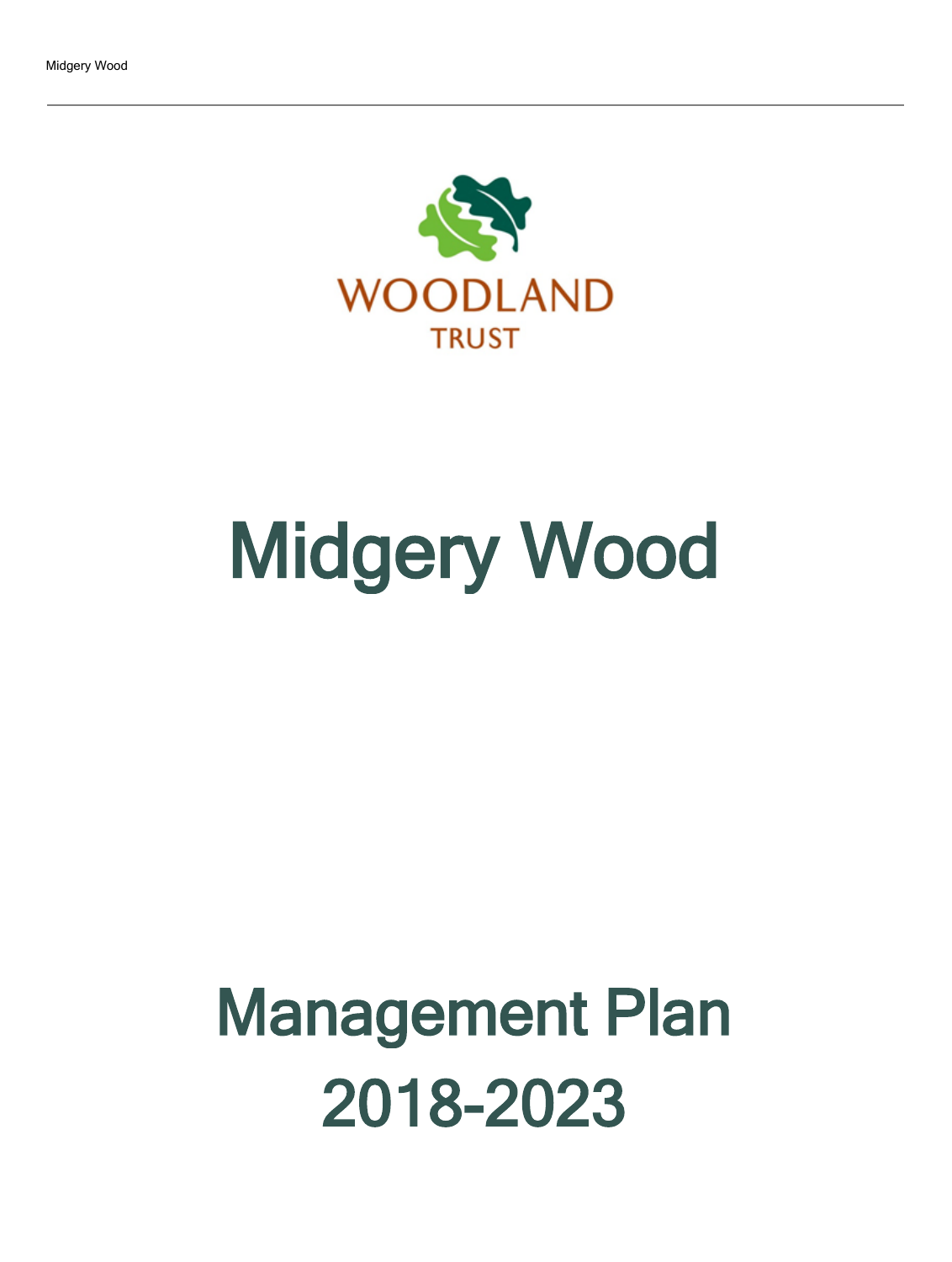WOODLAND TRUST

# Midgery Wood

# Management Plan 2018-2023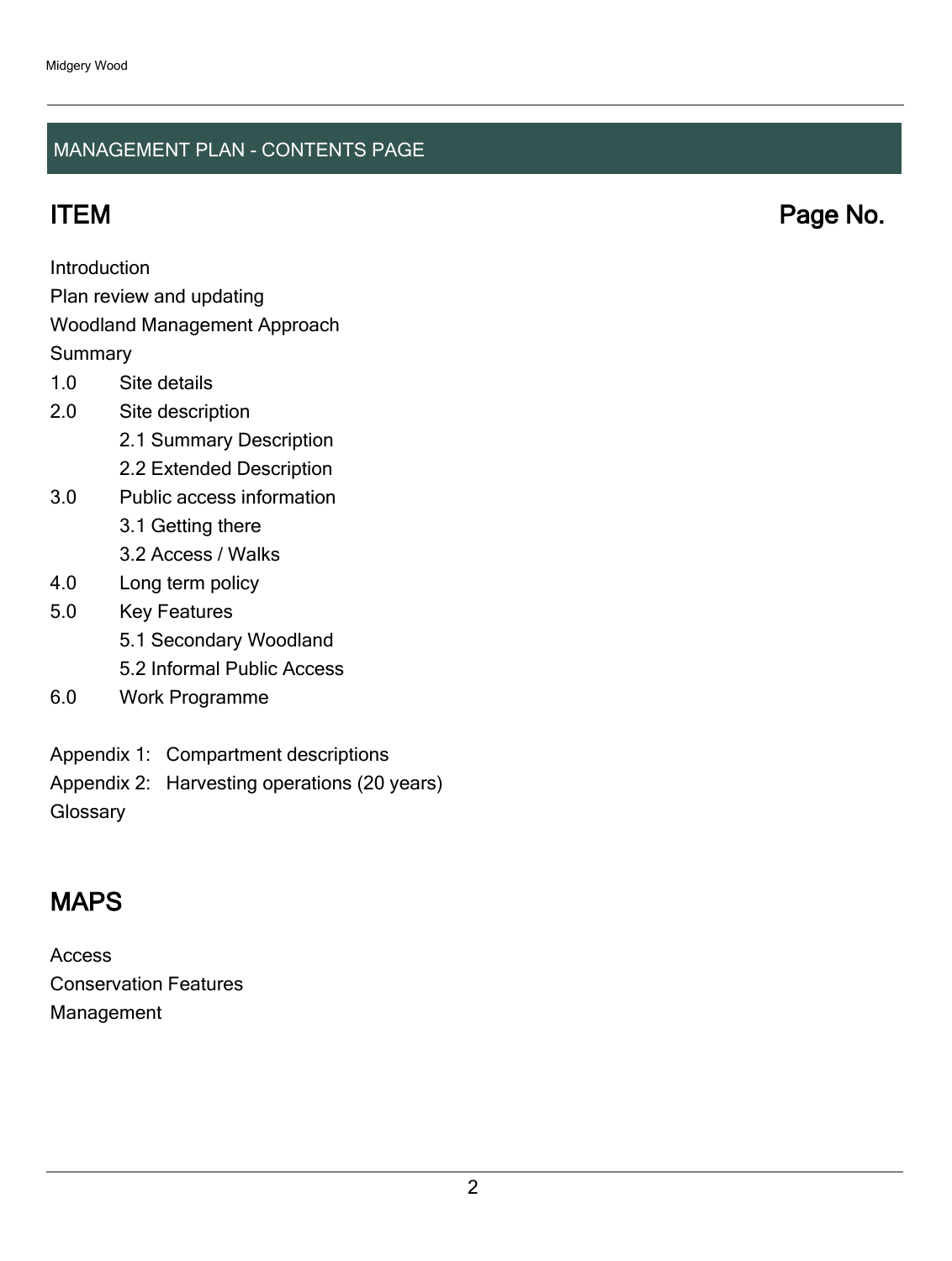## MANAGEMENT PLAN - CONTENTS PAGE

## ITEM Page No.

Introduction
Plan review and updating
Woodland Management Approach
Summary

1.0 Site details

2.0 Site description
- 2.1 Summary Description
- 2.2 Extended Description

3.0 Public access information
- 3.1 Getting there
- 3.2 Access / Walks

4.0 Long term policy

5.0 Key Features
- 5.1 Secondary Woodland
- 5.2 Informal Public Access

6.0 Work Programme

Appendix 1: Compartment descriptions
Appendix 2: Harvesting operations (20 years)
Glossary

## MAPS

Access
Conservation Features
Management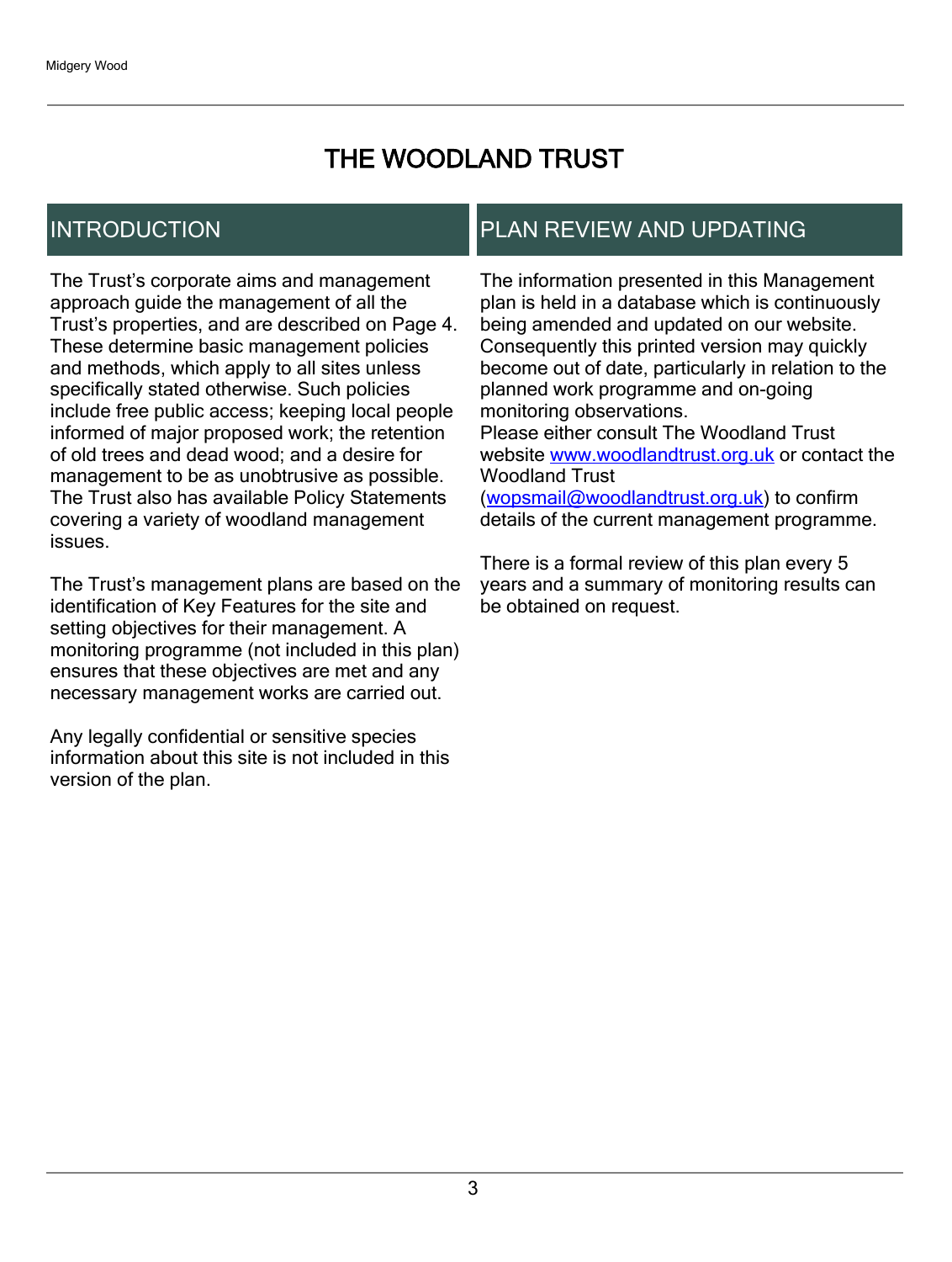# THE WOODLAND TRUST

## INTRODUCTION

The Trust's corporate aims and management approach guide the management of all the Trust's properties, and are described on Page 4. These determine basic management policies and methods, which apply to all sites unless specifically stated otherwise. Such policies include free public access; keeping local people informed of major proposed work; the retention of old trees and dead wood; and a desire for management to be as unobtrusive as possible. The Trust also has available Policy Statements covering a variety of woodland management issues.

The Trust's management plans are based on the identification of Key Features for the site and setting objectives for their management. A monitoring programme (not included in this plan) ensures that these objectives are met and any necessary management works are carried out.

Any legally confidential or sensitive species information about this site is not included in this version of the plan.

## PLAN REVIEW AND UPDATING

The information presented in this Management plan is held in a database which is continuously being amended and updated on our website. Consequently this printed version may quickly become out of date, particularly in relation to the planned work programme and on-going monitoring observations.
Please either consult The Woodland Trust website [www.woodlandtrust.org.uk](http://www.woodlandtrust.org.uk) or contact the Woodland Trust ([wopsmail@woodlandtrust.org.uk](mailto:wopsmail@woodlandtrust.org.uk)) to confirm details of the current management programme.

There is a formal review of this plan every 5 years and a summary of monitoring results can be obtained on request.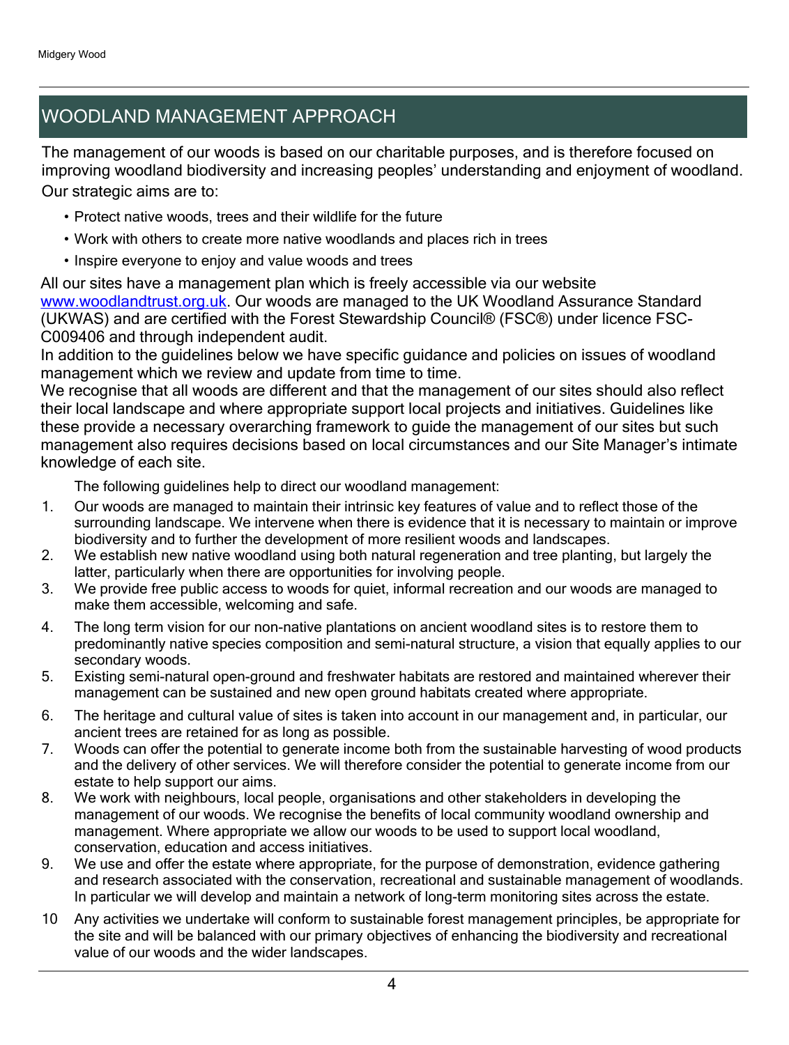## WOODLAND MANAGEMENT APPROACH

The management of our woods is based on our charitable purposes, and is therefore focused on improving woodland biodiversity and increasing peoples' understanding and enjoyment of woodland. Our strategic aims are to:

- Protect native woods, trees and their wildlife for the future
- Work with others to create more native woodlands and places rich in trees
- Inspire everyone to enjoy and value woods and trees

All our sites have a management plan which is freely accessible via our website www.woodlandtrust.org.uk. Our woods are managed to the UK Woodland Assurance Standard (UKWAS) and are certified with the Forest Stewardship Council® (FSC®) under licence FSC-C009406 and through independent audit.

In addition to the guidelines below we have specific guidance and policies on issues of woodland management which we review and update from time to time.

We recognise that all woods are different and that the management of our sites should also reflect their local landscape and where appropriate support local projects and initiatives. Guidelines like these provide a necessary overarching framework to guide the management of our sites but such management also requires decisions based on local circumstances and our Site Manager's intimate knowledge of each site.

The following guidelines help to direct our woodland management:

1. Our woods are managed to maintain their intrinsic key features of value and to reflect those of the surrounding landscape. We intervene when there is evidence that it is necessary to maintain or improve biodiversity and to further the development of more resilient woods and landscapes.
2. We establish new native woodland using both natural regeneration and tree planting, but largely the latter, particularly when there are opportunities for involving people.
3. We provide free public access to woods for quiet, informal recreation and our woods are managed to make them accessible, welcoming and safe.
4. The long term vision for our non-native plantations on ancient woodland sites is to restore them to predominantly native species composition and semi-natural structure, a vision that equally applies to our secondary woods.
5. Existing semi-natural open-ground and freshwater habitats are restored and maintained wherever their management can be sustained and new open ground habitats created where appropriate.
6. The heritage and cultural value of sites is taken into account in our management and, in particular, our ancient trees are retained for as long as possible.
7. Woods can offer the potential to generate income both from the sustainable harvesting of wood products and the delivery of other services. We will therefore consider the potential to generate income from our estate to help support our aims.
8. We work with neighbours, local people, organisations and other stakeholders in developing the management of our woods. We recognise the benefits of local community woodland ownership and management. Where appropriate we allow our woods to be used to support local woodland, conservation, education and access initiatives.
9. We use and offer the estate where appropriate, for the purpose of demonstration, evidence gathering and research associated with the conservation, recreational and sustainable management of woodlands. In particular we will develop and maintain a network of long-term monitoring sites across the estate.
10. Any activities we undertake will conform to sustainable forest management principles, be appropriate for the site and will be balanced with our primary objectives of enhancing the biodiversity and recreational value of our woods and the wider landscapes.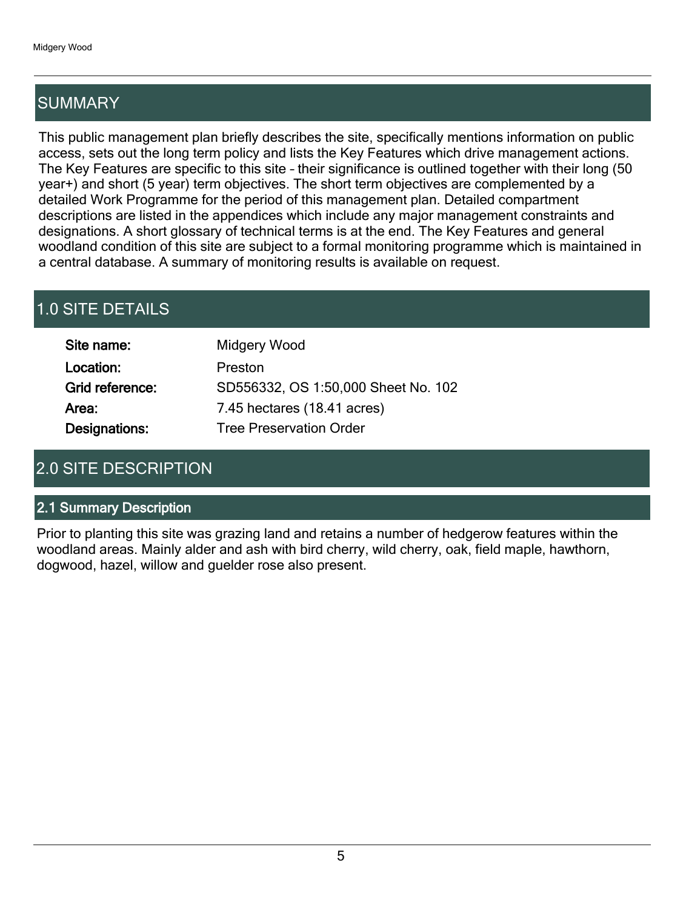## SUMMARY

This public management plan briefly describes the site, specifically mentions information on public access, sets out the long term policy and lists the Key Features which drive management actions. The Key Features are specific to this site – their significance is outlined together with their long (50 year+) and short (5 year) term objectives. The short term objectives are complemented by a detailed Work Programme for the period of this management plan. Detailed compartment descriptions are listed in the appendices which include any major management constraints and designations. A short glossary of technical terms is at the end. The Key Features and general woodland condition of this site are subject to a formal monitoring programme which is maintained in a central database. A summary of monitoring results is available on request.

## 1.0 SITE DETAILS

| | |
|---|---|
| **Site name:** | Midgery Wood |
| **Location:** | Preston |
| **Grid reference:** | SD556332, OS 1:50,000 Sheet No. 102 |
| **Area:** | 7.45 hectares (18.41 acres) |
| **Designations:** | Tree Preservation Order |

## 2.0 SITE DESCRIPTION

### 2.1 Summary Description

Prior to planting this site was grazing land and retains a number of hedgerow features within the woodland areas. Mainly alder and ash with bird cherry, wild cherry, oak, field maple, hawthorn, dogwood, hazel, willow and guelder rose also present.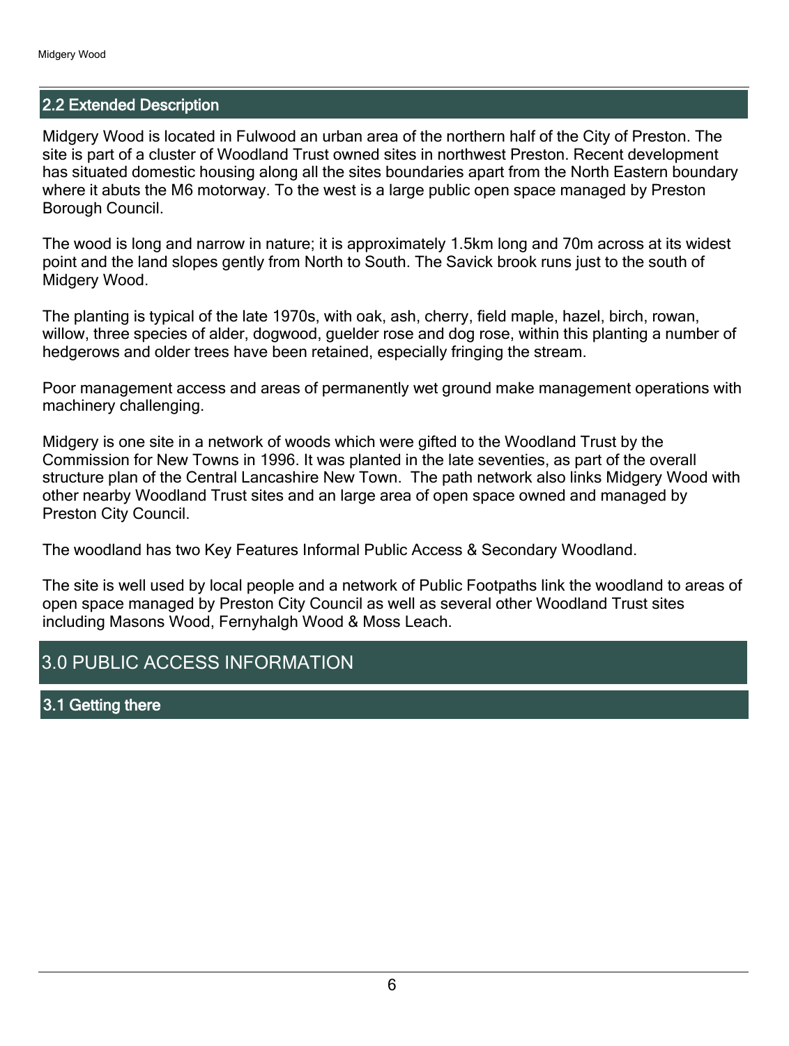## 2.2 Extended Description

Midgery Wood is located in Fulwood an urban area of the northern half of the City of Preston. The site is part of a cluster of Woodland Trust owned sites in northwest Preston. Recent development has situated domestic housing along all the sites boundaries apart from the North Eastern boundary where it abuts the M6 motorway. To the west is a large public open space managed by Preston Borough Council.

The wood is long and narrow in nature; it is approximately 1.5km long and 70m across at its widest point and the land slopes gently from North to South. The Savick brook runs just to the south of Midgery Wood.

The planting is typical of the late 1970s, with oak, ash, cherry, field maple, hazel, birch, rowan, willow, three species of alder, dogwood, guelder rose and dog rose, within this planting a number of hedgerows and older trees have been retained, especially fringing the stream.

Poor management access and areas of permanently wet ground make management operations with machinery challenging.

Midgery is one site in a network of woods which were gifted to the Woodland Trust by the Commission for New Towns in 1996. It was planted in the late seventies, as part of the overall structure plan of the Central Lancashire New Town. The path network also links Midgery Wood with other nearby Woodland Trust sites and an large area of open space owned and managed by Preston City Council.

The woodland has two Key Features Informal Public Access & Secondary Woodland.

The site is well used by local people and a network of Public Footpaths link the woodland to areas of open space managed by Preston City Council as well as several other Woodland Trust sites including Masons Wood, Fernyhalgh Wood & Moss Leach.

# 3.0 PUBLIC ACCESS INFORMATION

## 3.1 Getting there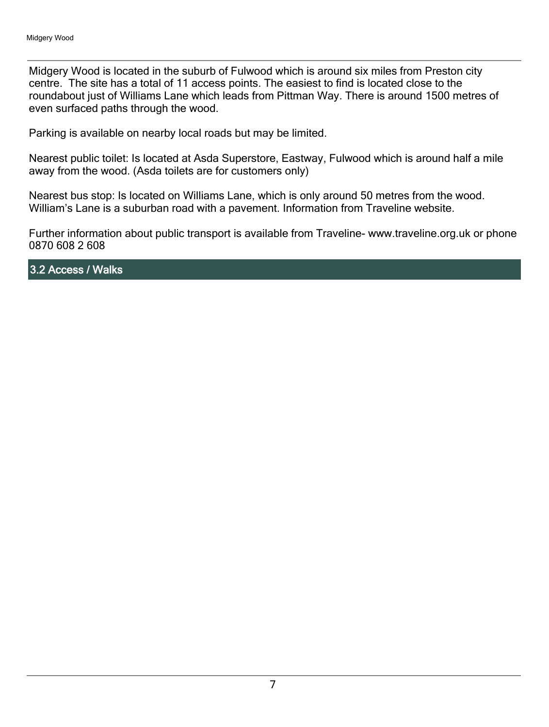Midgery Wood is located in the suburb of Fulwood which is around six miles from Preston city centre. The site has a total of 11 access points. The easiest to find is located close to the roundabout just of Williams Lane which leads from Pittman Way. There is around 1500 metres of even surfaced paths through the wood.

Parking is available on nearby local roads but may be limited.

Nearest public toilet: Is located at Asda Superstore, Eastway, Fulwood which is around half a mile away from the wood. (Asda toilets are for customers only)

Nearest bus stop: Is located on Williams Lane, which is only around 50 metres from the wood. William's Lane is a suburban road with a pavement. Information from Traveline website.

Further information about public transport is available from Traveline- www.traveline.org.uk or phone 0870 608 2 608

## 3.2 Access / Walks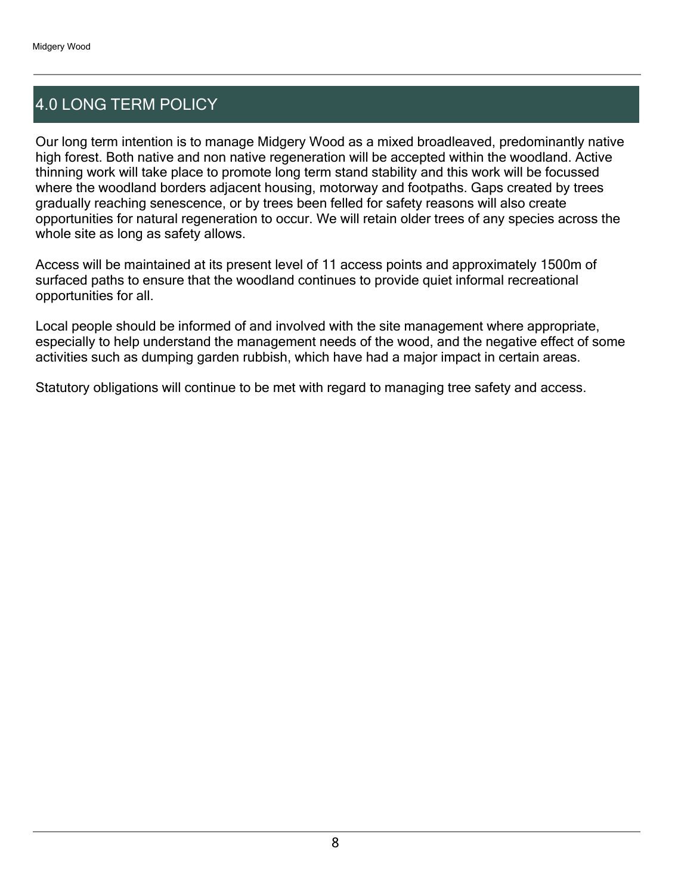## 4.0 LONG TERM POLICY

Our long term intention is to manage Midgery Wood as a mixed broadleaved, predominantly native high forest. Both native and non native regeneration will be accepted within the woodland. Active thinning work will take place to promote long term stand stability and this work will be focussed where the woodland borders adjacent housing, motorway and footpaths. Gaps created by trees gradually reaching senescence, or by trees been felled for safety reasons will also create opportunities for natural regeneration to occur. We will retain older trees of any species across the whole site as long as safety allows.

Access will be maintained at its present level of 11 access points and approximately 1500m of surfaced paths to ensure that the woodland continues to provide quiet informal recreational opportunities for all.

Local people should be informed of and involved with the site management where appropriate, especially to help understand the management needs of the wood, and the negative effect of some activities such as dumping garden rubbish, which have had a major impact in certain areas.

Statutory obligations will continue to be met with regard to managing tree safety and access.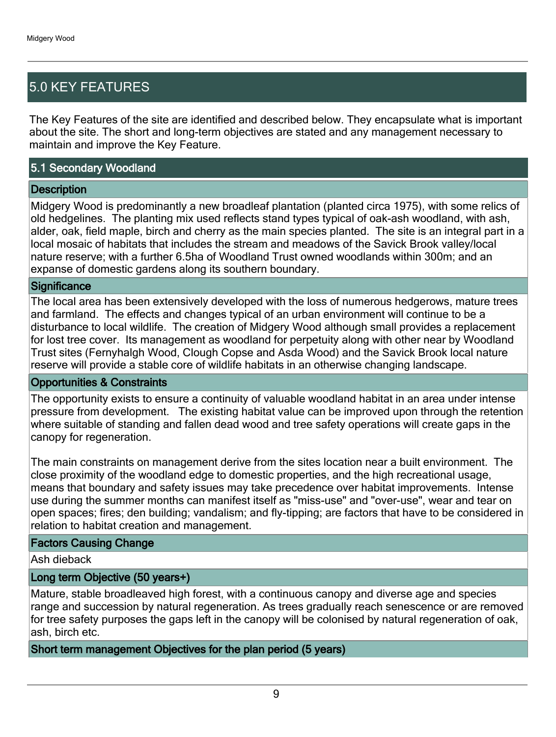# 5.0 KEY FEATURES

The Key Features of the site are identified and described below. They encapsulate what is important about the site. The short and long-term objectives are stated and any management necessary to maintain and improve the Key Feature.

## 5.1 Secondary Woodland

### Description

Midgery Wood is predominantly a new broadleaf plantation (planted circa 1975), with some relics of old hedgelines. The planting mix used reflects stand types typical of oak-ash woodland, with ash, alder, oak, field maple, birch and cherry as the main species planted. The site is an integral part in a local mosaic of habitats that includes the stream and meadows of the Savick Brook valley/local nature reserve; with a further 6.5ha of Woodland Trust owned woodlands within 300m; and an expanse of domestic gardens along its southern boundary.

### Significance

The local area has been extensively developed with the loss of numerous hedgerows, mature trees and farmland. The effects and changes typical of an urban environment will continue to be a disturbance to local wildlife. The creation of Midgery Wood although small provides a replacement for lost tree cover. Its management as woodland for perpetuity along with other near by Woodland Trust sites (Fernyhalgh Wood, Clough Copse and Asda Wood) and the Savick Brook local nature reserve will provide a stable core of wildlife habitats in an otherwise changing landscape.

### Opportunities & Constraints

The opportunity exists to ensure a continuity of valuable woodland habitat in an area under intense pressure from development. The existing habitat value can be improved upon through the retention where suitable of standing and fallen dead wood and tree safety operations will create gaps in the canopy for regeneration.

The main constraints on management derive from the sites location near a built environment. The close proximity of the woodland edge to domestic properties, and the high recreational usage, means that boundary and safety issues may take precedence over habitat improvements. Intense use during the summer months can manifest itself as "miss-use" and "over-use", wear and tear on open spaces; fires; den building; vandalism; and fly-tipping; are factors that have to be considered in relation to habitat creation and management.

### Factors Causing Change

Ash dieback

### Long term Objective (50 years+)

Mature, stable broadleaved high forest, with a continuous canopy and diverse age and species range and succession by natural regeneration. As trees gradually reach senescence or are removed for tree safety purposes the gaps left in the canopy will be colonised by natural regeneration of oak, ash, birch etc.

### Short term management Objectives for the plan period (5 years)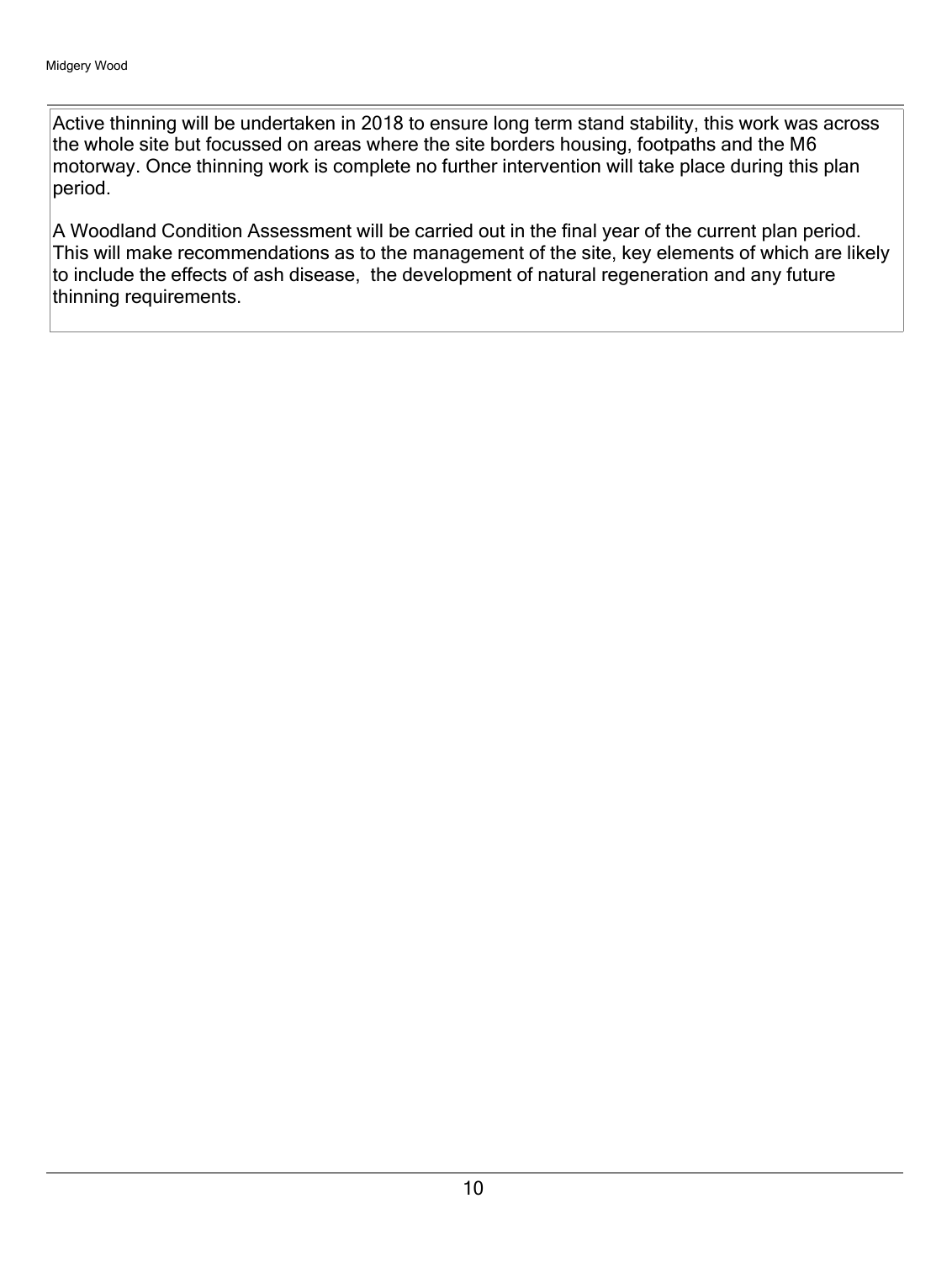Active thinning will be undertaken in 2018 to ensure long term stand stability, this work was across the whole site but focussed on areas where the site borders housing, footpaths and the M6 motorway. Once thinning work is complete no further intervention will take place during this plan period.

A Woodland Condition Assessment will be carried out in the final year of the current plan period. This will make recommendations as to the management of the site, key elements of which are likely to include the effects of ash disease, the development of natural regeneration and any future thinning requirements.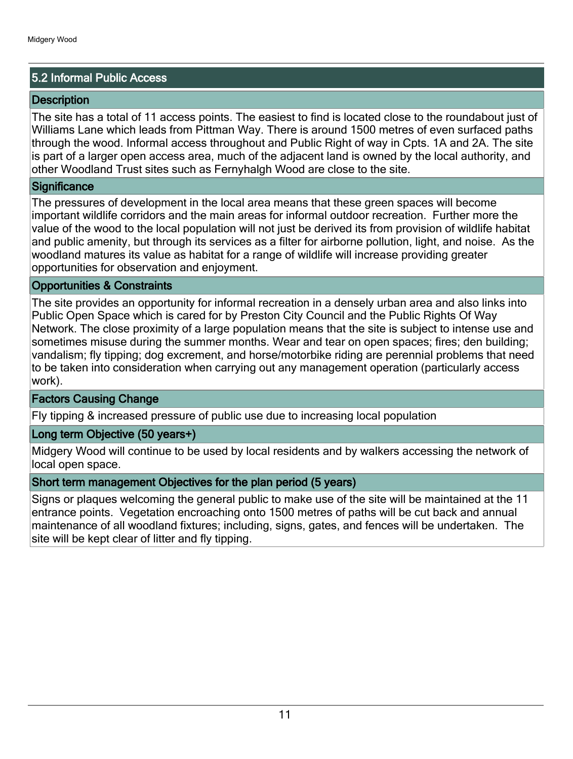## 5.2 Informal Public Access

### Description

The site has a total of 11 access points. The easiest to find is located close to the roundabout just of Williams Lane which leads from Pittman Way. There is around 1500 metres of even surfaced paths through the wood. Informal access throughout and Public Right of way in Cpts. 1A and 2A. The site is part of a larger open access area, much of the adjacent land is owned by the local authority, and other Woodland Trust sites such as Fernyhalgh Wood are close to the site.

### Significance

The pressures of development in the local area means that these green spaces will become important wildlife corridors and the main areas for informal outdoor recreation. Further more the value of the wood to the local population will not just be derived its from provision of wildlife habitat and public amenity, but through its services as a filter for airborne pollution, light, and noise. As the woodland matures its value as habitat for a range of wildlife will increase providing greater opportunities for observation and enjoyment.

### Opportunities & Constraints

The site provides an opportunity for informal recreation in a densely urban area and also links into Public Open Space which is cared for by Preston City Council and the Public Rights Of Way Network. The close proximity of a large population means that the site is subject to intense use and sometimes misuse during the summer months. Wear and tear on open spaces; fires; den building; vandalism; fly tipping; dog excrement, and horse/motorbike riding are perennial problems that need to be taken into consideration when carrying out any management operation (particularly access work).

### Factors Causing Change

Fly tipping & increased pressure of public use due to increasing local population

### Long term Objective (50 years+)

Midgery Wood will continue to be used by local residents and by walkers accessing the network of local open space.

### Short term management Objectives for the plan period (5 years)

Signs or plaques welcoming the general public to make use of the site will be maintained at the 11 entrance points. Vegetation encroaching onto 1500 metres of paths will be cut back and annual maintenance of all woodland fixtures; including, signs, gates, and fences will be undertaken. The site will be kept clear of litter and fly tipping.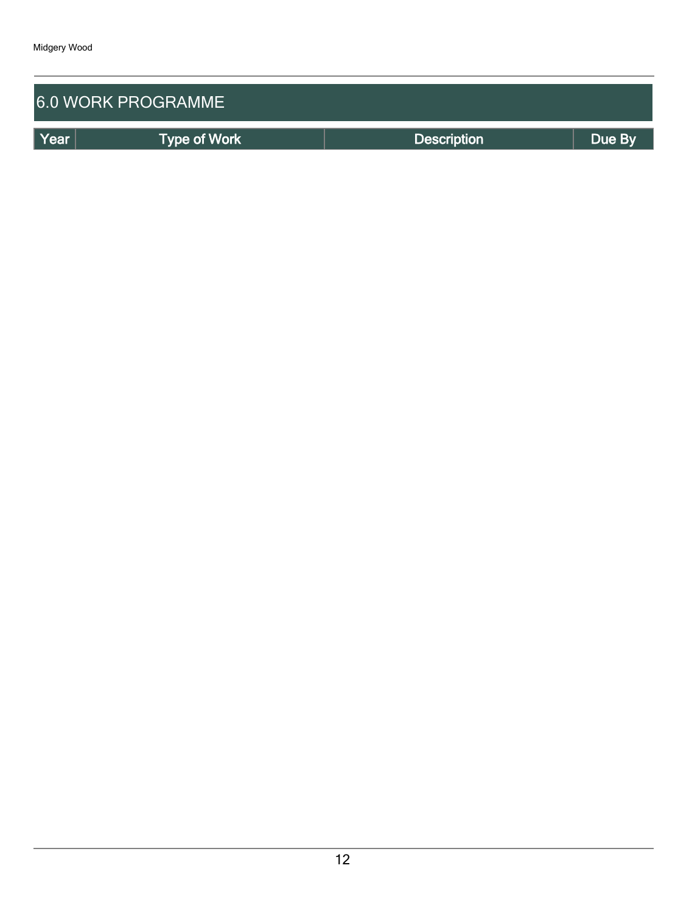## 6.0 WORK PROGRAMME

| Year | Type of Work | Description | Due By |
| --- | --- | --- | --- |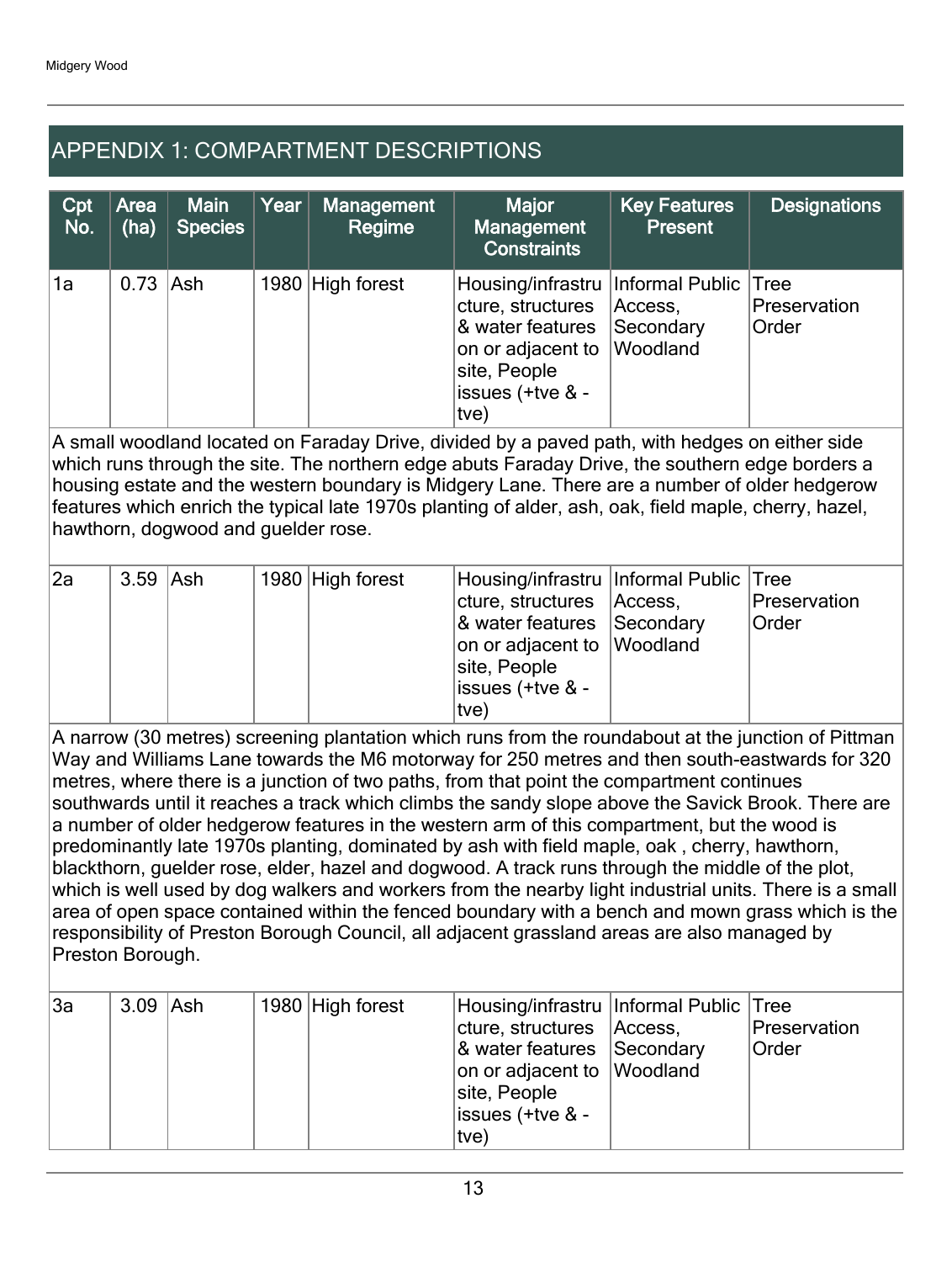## APPENDIX 1: COMPARTMENT DESCRIPTIONS

| Cpt No. | Area (ha) | Main Species | Year | Management Regime | Major Management Constraints | Key Features Present | Designations |
|---|---|---|---|---|---|---|---|
| 1a | 0.73 | Ash | 1980 | High forest | Housing/infrastructure, structures & water features on or adjacent to site, People issues (+tve & -tve) | Informal Public Access, Secondary Woodland | Tree Preservation Order |

A small woodland located on Faraday Drive, divided by a paved path, with hedges on either side which runs through the site. The northern edge abuts Faraday Drive, the southern edge borders a housing estate and the western boundary is Midgery Lane. There are a number of older hedgerow features which enrich the typical late 1970s planting of alder, ash, oak, field maple, cherry, hazel, hawthorn, dogwood and guelder rose.

| Cpt No. | Area (ha) | Main Species | Year | Management Regime | Major Management Constraints | Key Features Present | Designations |
|---|---|---|---|---|---|---|---|
| 2a | 3.59 | Ash | 1980 | High forest | Housing/infrastructure, structures & water features on or adjacent to site, People issues (+tve & -tve) | Informal Public Access, Secondary Woodland | Tree Preservation Order |

A narrow (30 metres) screening plantation which runs from the roundabout at the junction of Pittman Way and Williams Lane towards the M6 motorway for 250 metres and then south-eastwards for 320 metres, where there is a junction of two paths, from that point the compartment continues southwards until it reaches a track which climbs the sandy slope above the Savick Brook. There are a number of older hedgerow features in the western arm of this compartment, but the wood is predominantly late 1970s planting, dominated by ash with field maple, oak , cherry, hawthorn, blackthorn, guelder rose, elder, hazel and dogwood. A track runs through the middle of the plot, which is well used by dog walkers and workers from the nearby light industrial units. There is a small area of open space contained within the fenced boundary with a bench and mown grass which is the responsibility of Preston Borough Council, all adjacent grassland areas are also managed by Preston Borough.

| Cpt No. | Area (ha) | Main Species | Year | Management Regime | Major Management Constraints | Key Features Present | Designations |
|---|---|---|---|---|---|---|---|
| 3a | 3.09 | Ash | 1980 | High forest | Housing/infrastructure, structures & water features on or adjacent to site, People issues (+tve & -tve) | Informal Public Access, Secondary Woodland | Tree Preservation Order |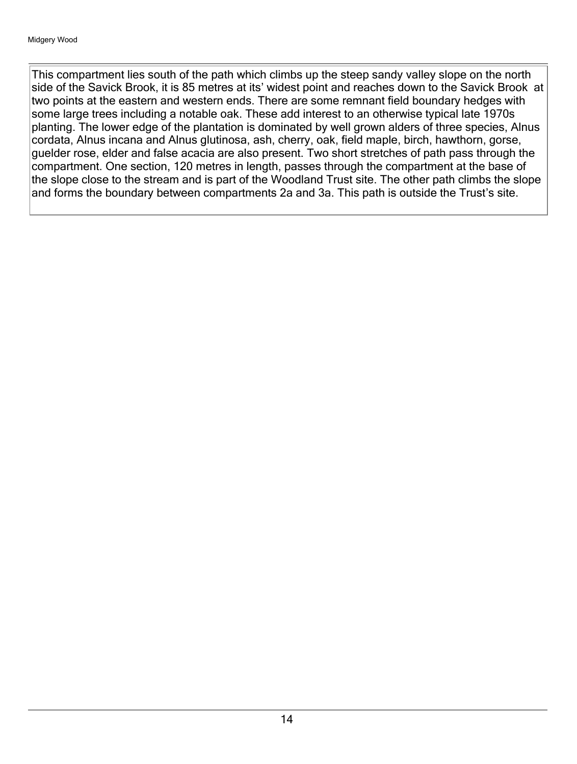This compartment lies south of the path which climbs up the steep sandy valley slope on the north side of the Savick Brook, it is 85 metres at its' widest point and reaches down to the Savick Brook at two points at the eastern and western ends. There are some remnant field boundary hedges with some large trees including a notable oak. These add interest to an otherwise typical late 1970s planting. The lower edge of the plantation is dominated by well grown alders of three species, Alnus cordata, Alnus incana and Alnus glutinosa, ash, cherry, oak, field maple, birch, hawthorn, gorse, guelder rose, elder and false acacia are also present. Two short stretches of path pass through the compartment. One section, 120 metres in length, passes through the compartment at the base of the slope close to the stream and is part of the Woodland Trust site. The other path climbs the slope and forms the boundary between compartments 2a and 3a. This path is outside the Trust's site.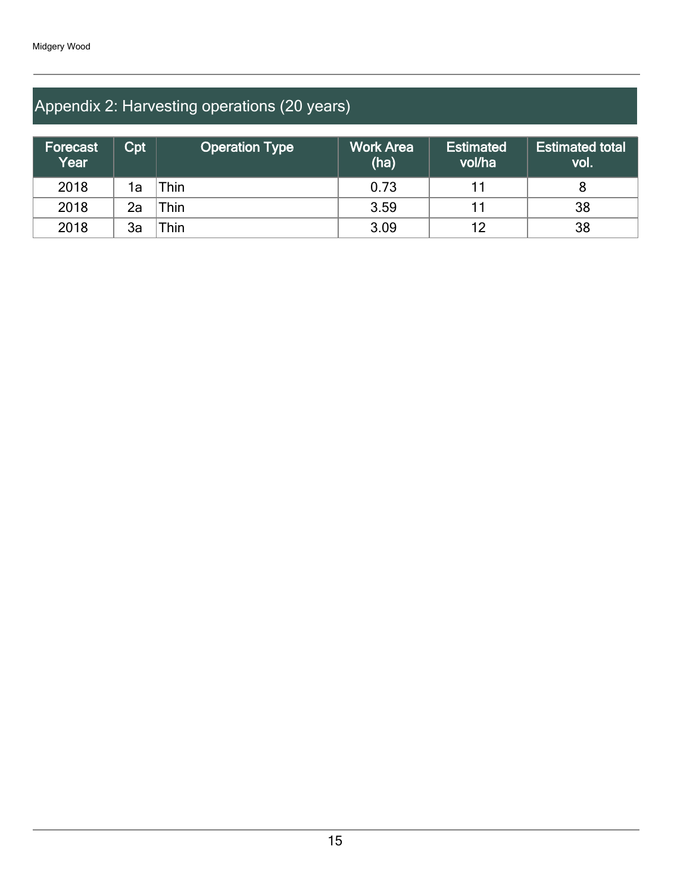## Appendix 2: Harvesting operations (20 years)

| Forecast Year | Cpt | Operation Type | Work Area (ha) | Estimated vol/ha | Estimated total vol. |
|---|---|---|---|---|---|
| 2018 | 1a | Thin | 0.73 | 11 | 8 |
| 2018 | 2a | Thin | 3.59 | 11 | 38 |
| 2018 | 3a | Thin | 3.09 | 12 | 38 |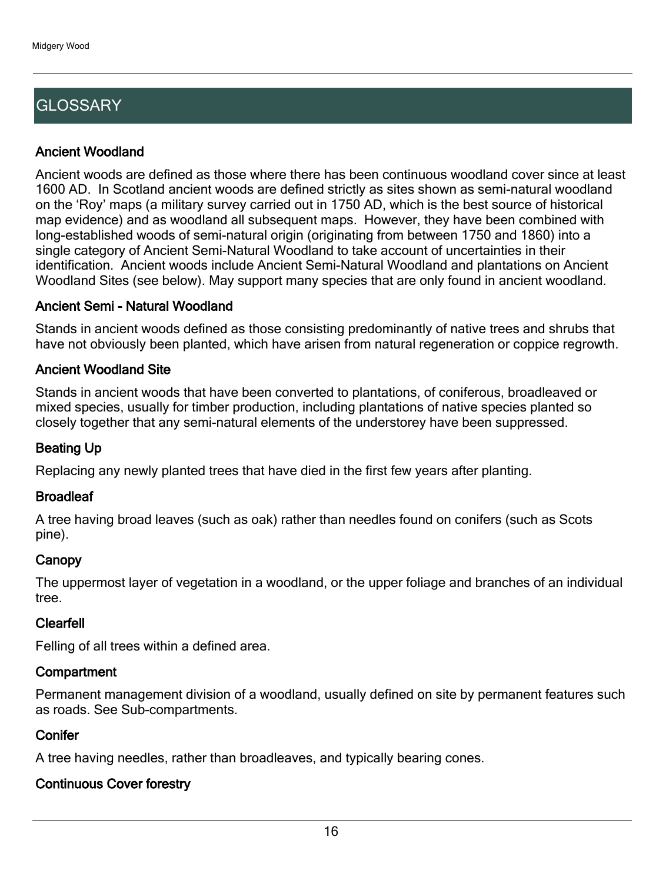## GLOSSARY

### Ancient Woodland

Ancient woods are defined as those where there has been continuous woodland cover since at least 1600 AD. In Scotland ancient woods are defined strictly as sites shown as semi-natural woodland on the 'Roy' maps (a military survey carried out in 1750 AD, which is the best source of historical map evidence) and as woodland all subsequent maps. However, they have been combined with long-established woods of semi-natural origin (originating from between 1750 and 1860) into a single category of Ancient Semi-Natural Woodland to take account of uncertainties in their identification. Ancient woods include Ancient Semi-Natural Woodland and plantations on Ancient Woodland Sites (see below). May support many species that are only found in ancient woodland.

### Ancient Semi - Natural Woodland

Stands in ancient woods defined as those consisting predominantly of native trees and shrubs that have not obviously been planted, which have arisen from natural regeneration or coppice regrowth.

### Ancient Woodland Site

Stands in ancient woods that have been converted to plantations, of coniferous, broadleaved or mixed species, usually for timber production, including plantations of native species planted so closely together that any semi-natural elements of the understorey have been suppressed.

### Beating Up

Replacing any newly planted trees that have died in the first few years after planting.

### Broadleaf

A tree having broad leaves (such as oak) rather than needles found on conifers (such as Scots pine).

### Canopy

The uppermost layer of vegetation in a woodland, or the upper foliage and branches of an individual tree.

### Clearfell

Felling of all trees within a defined area.

### Compartment

Permanent management division of a woodland, usually defined on site by permanent features such as roads. See Sub-compartments.

### Conifer

A tree having needles, rather than broadleaves, and typically bearing cones.

### Continuous Cover forestry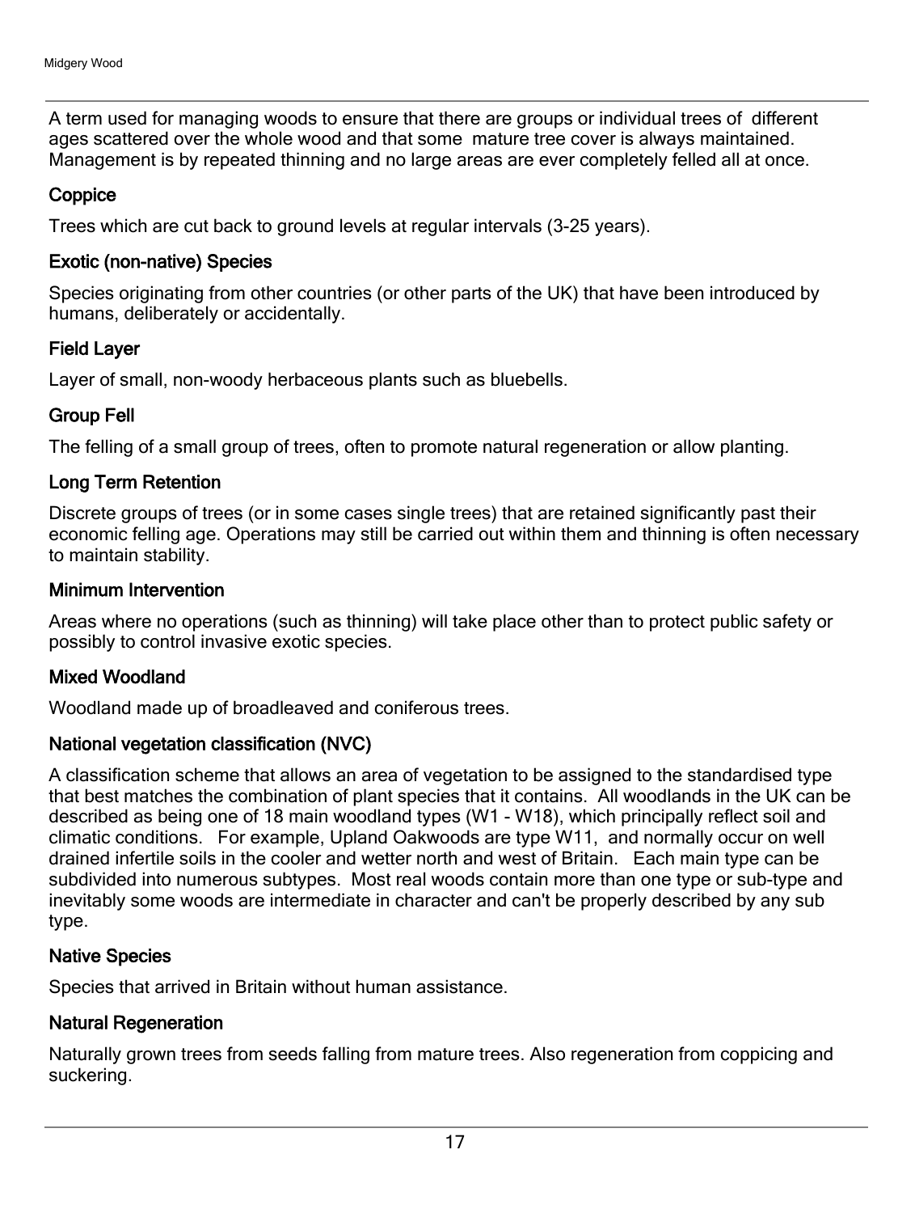A term used for managing woods to ensure that there are groups or individual trees of different ages scattered over the whole wood and that some mature tree cover is always maintained. Management is by repeated thinning and no large areas are ever completely felled all at once.

### Coppice

Trees which are cut back to ground levels at regular intervals (3-25 years).

### Exotic (non-native) Species

Species originating from other countries (or other parts of the UK) that have been introduced by humans, deliberately or accidentally.

### Field Layer

Layer of small, non-woody herbaceous plants such as bluebells.

### Group Fell

The felling of a small group of trees, often to promote natural regeneration or allow planting.

### Long Term Retention

Discrete groups of trees (or in some cases single trees) that are retained significantly past their economic felling age. Operations may still be carried out within them and thinning is often necessary to maintain stability.

### Minimum Intervention

Areas where no operations (such as thinning) will take place other than to protect public safety or possibly to control invasive exotic species.

### Mixed Woodland

Woodland made up of broadleaved and coniferous trees.

### National vegetation classification (NVC)

A classification scheme that allows an area of vegetation to be assigned to the standardised type that best matches the combination of plant species that it contains. All woodlands in the UK can be described as being one of 18 main woodland types (W1 - W18), which principally reflect soil and climatic conditions. For example, Upland Oakwoods are type W11, and normally occur on well drained infertile soils in the cooler and wetter north and west of Britain. Each main type can be subdivided into numerous subtypes. Most real woods contain more than one type or sub-type and inevitably some woods are intermediate in character and can't be properly described by any sub type.

### Native Species

Species that arrived in Britain without human assistance.

### Natural Regeneration

Naturally grown trees from seeds falling from mature trees. Also regeneration from coppicing and suckering.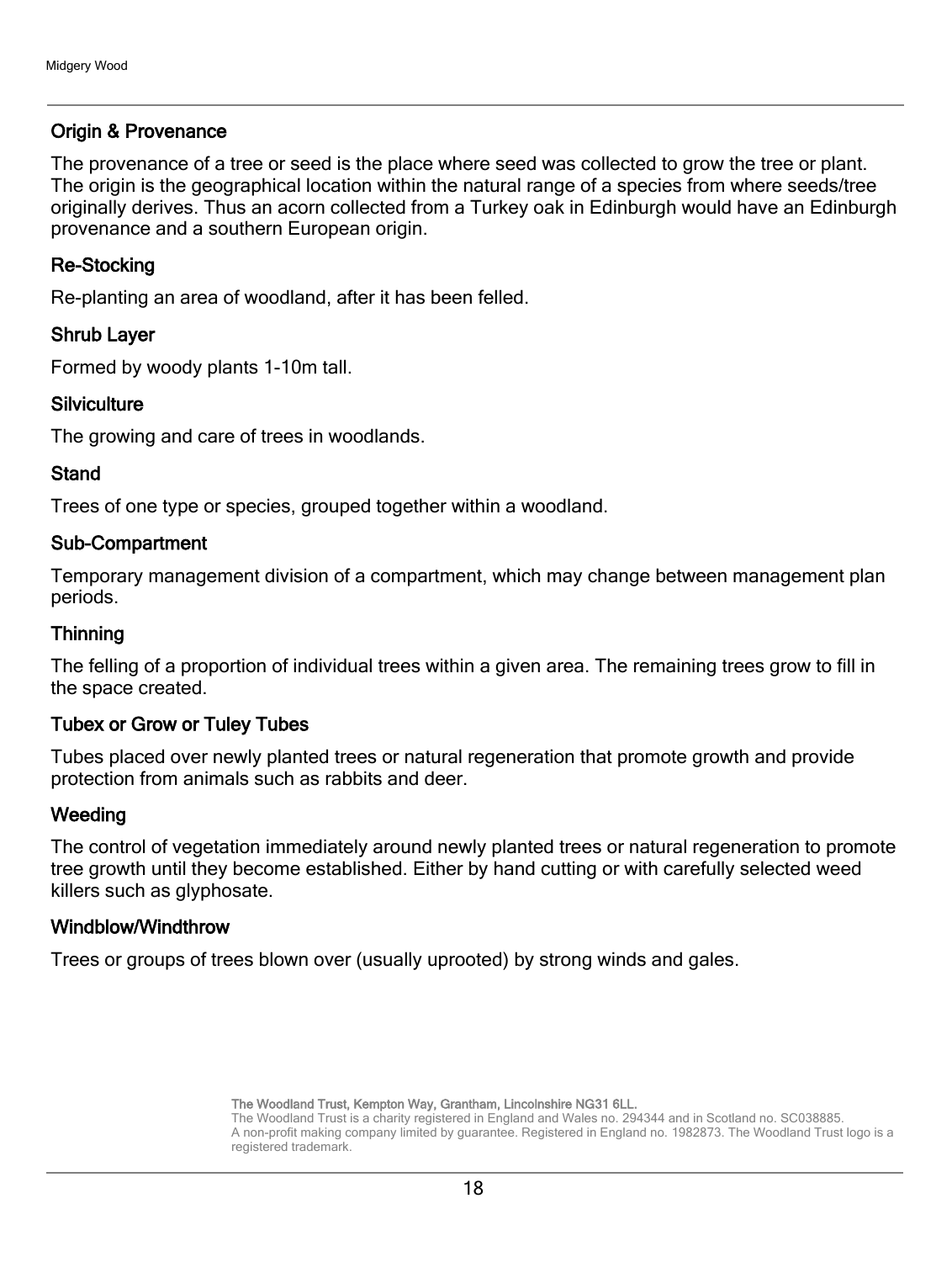### Origin & Provenance

The provenance of a tree or seed is the place where seed was collected to grow the tree or plant. The origin is the geographical location within the natural range of a species from where seeds/tree originally derives. Thus an acorn collected from a Turkey oak in Edinburgh would have an Edinburgh provenance and a southern European origin.

### Re-Stocking

Re-planting an area of woodland, after it has been felled.

### Shrub Layer

Formed by woody plants 1-10m tall.

### Silviculture

The growing and care of trees in woodlands.

### Stand

Trees of one type or species, grouped together within a woodland.

### Sub-Compartment

Temporary management division of a compartment, which may change between management plan periods.

### Thinning

The felling of a proportion of individual trees within a given area. The remaining trees grow to fill in the space created.

### Tubex or Grow or Tuley Tubes

Tubes placed over newly planted trees or natural regeneration that promote growth and provide protection from animals such as rabbits and deer.

### Weeding

The control of vegetation immediately around newly planted trees or natural regeneration to promote tree growth until they become established. Either by hand cutting or with carefully selected weed killers such as glyphosate.

### Windblow/Windthrow

Trees or groups of trees blown over (usually uprooted) by strong winds and gales.